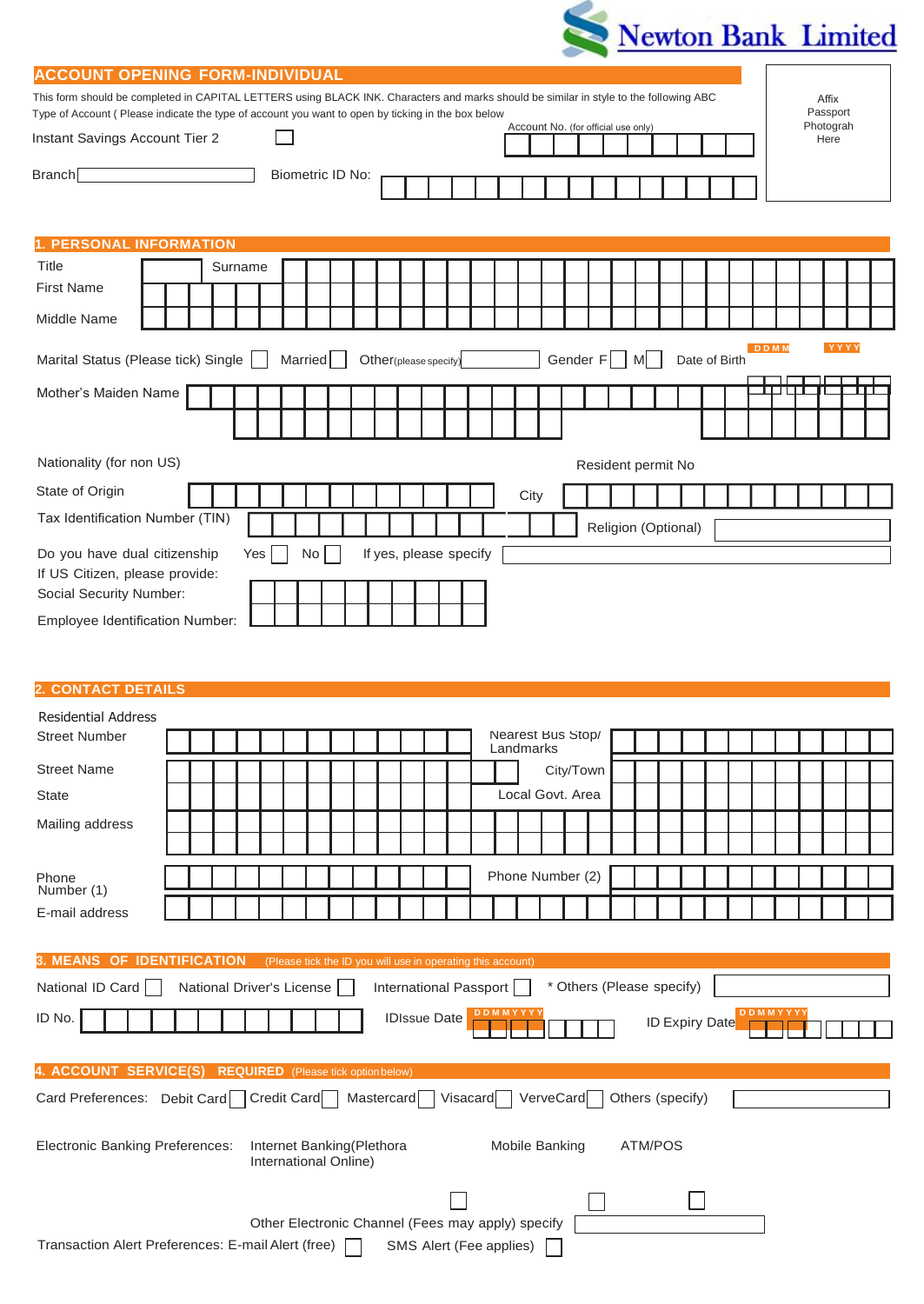Newton Bank Limited

## ACCOUNT OPENING FORM-INDIVIDUAL

This form should be completed in CAPITAL LETTERS using BLACK INK. Characters and marks should be similar in style to the following ABC

Type of Account ( Please indicate the type of account you want to open by ticking in the box below

Instant Savings Account Tier 2 ☐

Account No. (for official use only)

Affix Passport Photograph Here

Branch

Biometric ID No:

## 1. PERSONAL INFORMATION

Title

Surname

First Name

Middle Name

Marital Status (Please tick) Single ☐ Married ☐ Other(please specify)

Gender F ☐ M ☐ Date of Birth D D M M Y Y Y Y

Mother's Maiden Name

Nationality (for non US)

Resident permit No

State of Origin

City

Tax Identification Number (TIN)

Religion (Optional)

Do you have dual citizenship Yes ☐ No ☐ If yes, please specify

If US Citizen, please provide:

Social Security Number:

Employee Identification Number:

## 2. CONTACT DETAILS

Residential Address

Street Number

Nearest Bus Stop/ Landmarks

Street Name

City/Town

State

Local Govt. Area

Mailing address

Phone Number (1)

Phone Number (2)

E-mail address

## 3. MEANS OF IDENTIFICATION (Please tick the ID you will use in operating this account)

National ID Card ☐ National Driver's License ☐ International Passport ☐ * Others (Please specify)

ID No.

IDIssue Date D D M M Y Y Y Y

ID Expiry Date D D M M Y Y Y Y

## 4. ACCOUNT SERVICE(S) REQUIRED (Please tick option below)

Card Preferences: Debit Card ☐ Credit Card ☐ Mastercard ☐ Visacard ☐ VerveCard ☐ Others (specify)

Electronic Banking Preferences: Internet Banking(Plethora International Online) ☐ Mobile Banking ☐ ATM/POS ☐

Other Electronic Channel (Fees may apply) specify

Transaction Alert Preferences: E-mail Alert (free) ☐ SMS Alert (Fee applies) ☐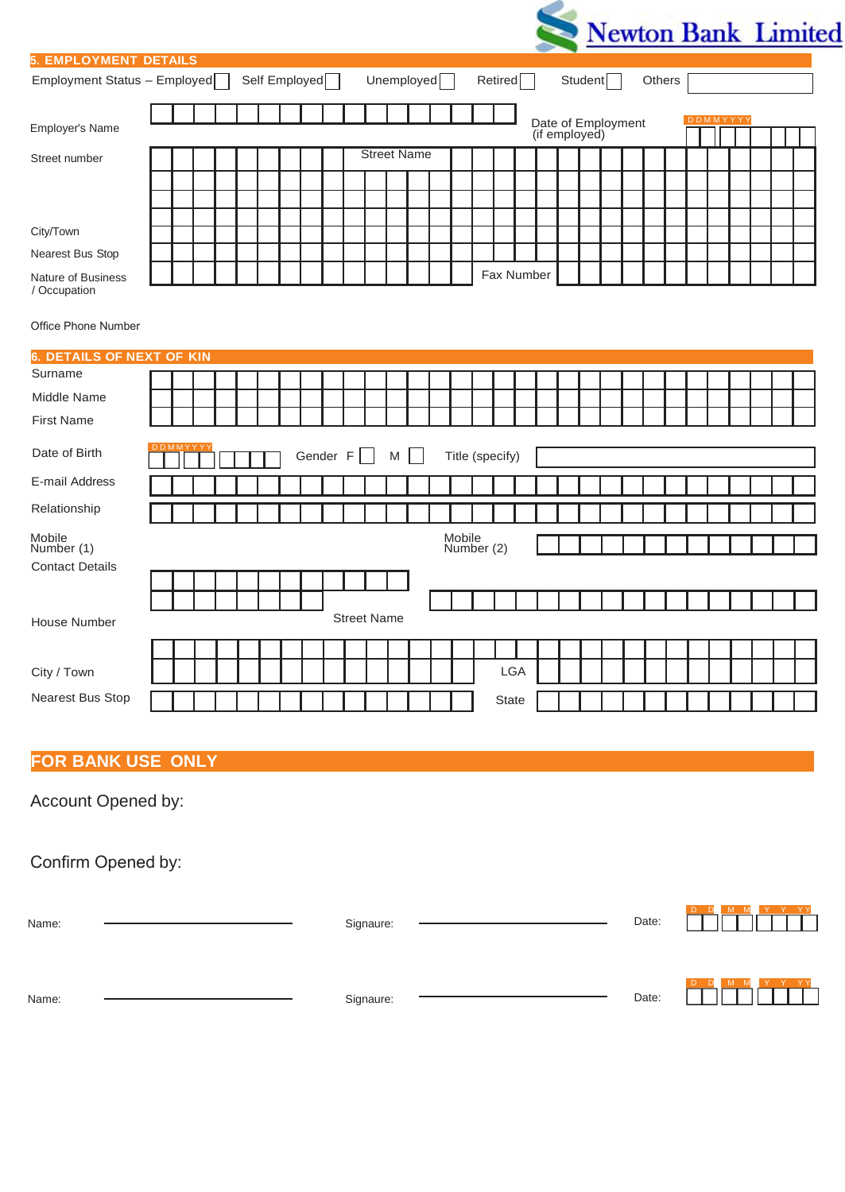Newton Bank Limited

## 5. EMPLOYMENT DETAILS

Employment Status – Employed ☐ Self Employed ☐ Unemployed ☐ Retired ☐ Student ☐ Others

Employer's Name

Date of Employment (if employed) DDMMYYYY

Street number

Street Name

City/Town

Nearest Bus Stop

Nature of Business / Occupation

Fax Number

Office Phone Number

## 6. DETAILS OF NEXT OF KIN

Surname

Middle Name

First Name

Date of Birth DDMMYYYY

Gender F ☐ M ☐

Title (specify)

E-mail Address

Relationship

Mobile Number (1)

Mobile Number (2)

Contact Details

House Number

Street Name

City / Town

LGA

Nearest Bus Stop

State

## FOR BANK USE ONLY

Account Opened by:

Confirm Opened by:

Name: \_\_\_\_\_\_\_\_\_\_\_\_\_\_\_\_ Signaure: \_\_\_\_\_\_\_\_\_\_\_\_\_\_\_\_ Date: D D M M Y Y Y Y

Name: \_\_\_\_\_\_\_\_\_\_\_\_\_\_\_\_ Signaure: \_\_\_\_\_\_\_\_\_\_\_\_\_\_\_\_ Date: D D M M Y Y Y Y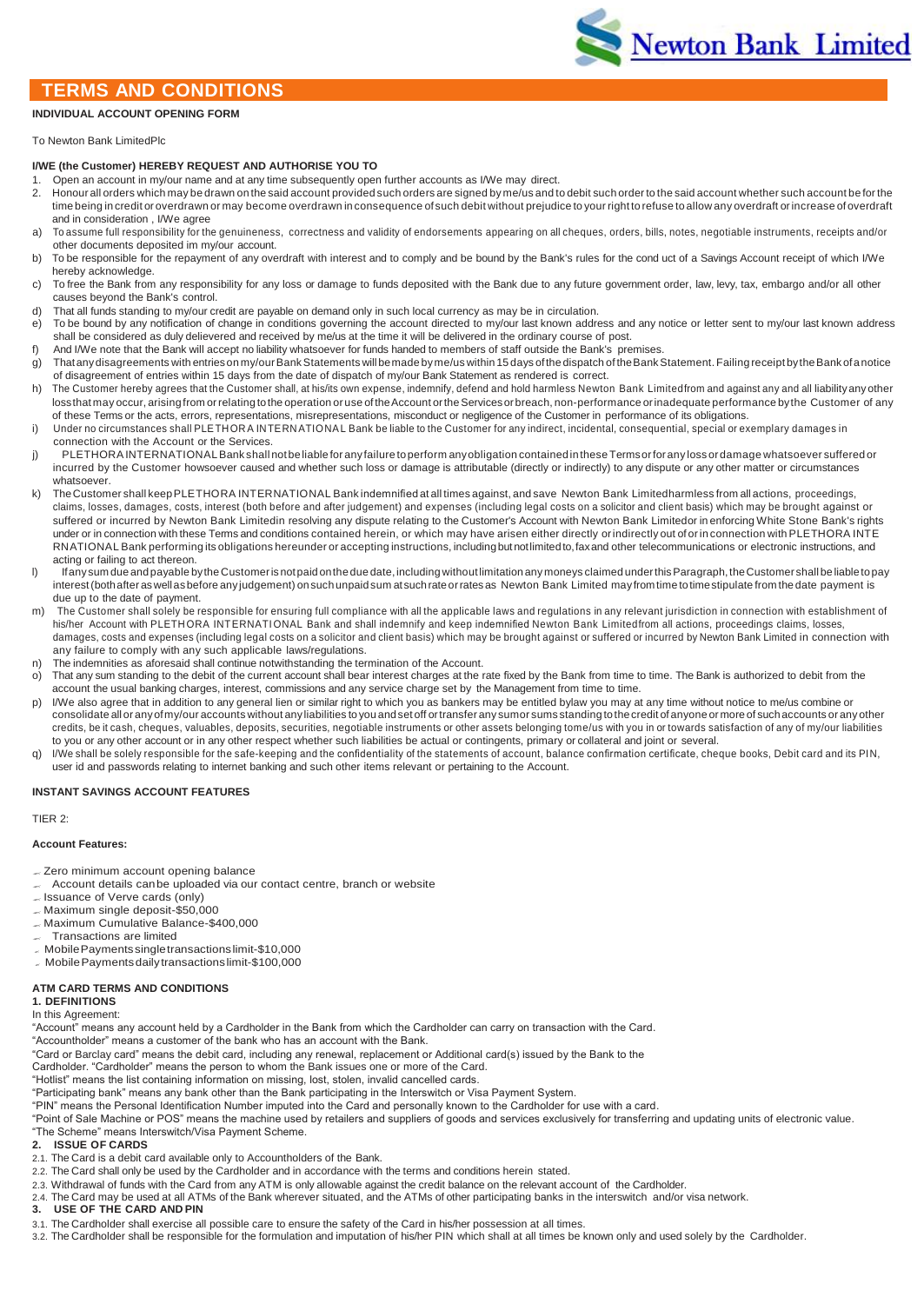# TERMS AND CONDITIONS

**INDIVIDUAL ACCOUNT OPENING FORM**

To Newton Bank LimitedPlc

**I/WE (the Customer) HEREBY REQUEST AND AUTHORISE YOU TO**

1. Open an account in my/our name and at any time subsequently open further accounts as I/We may direct.
2. Honour all orders which may be drawn on the said account provided such orders are signed by me/us and to debit such order to the said account whether such account be for the time being in credit or overdrawn or may become overdrawn in consequence of such debit without prejudice to your right to refuse to allow any overdraft or increase of overdraft and in consideration , I/We agree

a) To assume full responsibility for the genuineness, correctness and validity of endorsements appearing on all cheques, orders, bills, notes, negotiable instruments, receipts and/or other documents deposited im my/our account.

b) To be responsible for the repayment of any overdraft with interest and to comply and be bound by the Bank's rules for the cond uct of a Savings Account receipt of which I/We hereby acknowledge.

c) To free the Bank from any responsibility for any loss or damage to funds deposited with the Bank due to any future government order, law, levy, tax, embargo and/or all other causes beyond the Bank's control.

d) That all funds standing to my/our credit are payable on demand only in such local currency as may be in circulation.

e) To be bound by any notification of change in conditions governing the account directed to my/our last known address and any notice or letter sent to my/our last known address shall be considered as duly delievered and received by me/us at the time it will be delivered in the ordinary course of post.

f) And I/We note that the Bank will accept no liability whatsoever for funds handed to members of staff outside the Bank's premises.

g) That any disagreements with entries on my/our Bank Statements will be made by me/us within 15 days of the dispatch of the Bank Statement. Failing receipt by the Bank of a notice of disagreement of entries within 15 days from the date of dispatch of my/our Bank Statement as rendered is correct.

h) The Customer hereby agrees that the Customer shall, at his/its own expense, indemnify, defend and hold harmless Newton Bank Limitedfrom and against any and all liability any other loss that may occur, arising from or relating to the operation or use of the Account or the Services or breach, non-performance or inadequate performance by the Customer of any of these Terms or the acts, errors, representations, misrepresentations, misconduct or negligence of the Customer in performance of its obligations.

i) Under no circumstances shall PLETHORA INTERNATIONAL Bank be liable to the Customer for any indirect, incidental, consequential, special or exemplary damages in connection with the Account or the Services.

j) PLETHORA INTERNATIONAL Bank shall not be liable for any failure to perform any obligation contained in these Terms or for any loss or damage whatsoever suffered or incurred by the Customer howsoever caused and whether such loss or damage is attributable (directly or indirectly) to any dispute or any other matter or circumstances whatsoever.

k) The Customer shall keep PLETHORA INTERNATIONAL Bank indemnified at all times against, and save Newton Bank Limitedharmless from all actions, proceedings, claims, losses, damages, costs, interest (both before and after judgement) and expenses (including legal costs on a solicitor and client basis) which may be brought against or suffered or incurred by Newton Bank Limitedin resolving any dispute relating to the Customer's Account with Newton Bank Limitedor in enforcing White Stone Bank's rights under or in connection with these Terms and conditions contained herein, or which may have arisen either directly or indirectly out of or in connection with PLETHORA INTERNATIONAL Bank performing its obligations hereunder or accepting instructions, including but not limited to, fax and other telecommunications or electronic instructions, and acting or failing to act thereon.

l) If any sum due and payable by the Customer is not paid on the due date, including without limitation any moneys claimed under this Paragraph, the Customer shall be liable to pay interest (both after as well as before any judgement) on such unpaid sum at such rate or rates as Newton Bank Limited may from time to time stipulate from the date payment is due up to the date of payment.

m) The Customer shall solely be responsible for ensuring full compliance with all the applicable laws and regulations in any relevant jurisdiction in connection with establishment of his/her Account with PLETHORA INTERNATIONAL Bank and shall indemnify and keep indemnified Newton Bank Limitedfrom all actions, proceedings claims, losses, damages, costs and expenses (including legal costs on a solicitor and client basis) which may be brought against or suffered or incurred by Newton Bank Limited in connection with any failure to comply with any such applicable laws/regulations.

n) The indemnities as aforesaid shall continue notwithstanding the termination of the Account.

o) That any sum standing to the debit of the current account shall bear interest charges at the rate fixed by the Bank from time to time. The Bank is authorized to debit from the account the usual banking charges, interest, commissions and any service charge set by the Management from time to time.

p) I/We also agree that in addition to any general lien or similar right to which you as bankers may be entitled bylaw you may at any time without notice to me/us combine or consolidate all or any of my/our accounts without any liabilities to you and set off or transfer any sum or sums standing to the credit of anyone or more of such accounts or any other credits, be it cash, cheques, valuables, deposits, securities, negotiable instruments or other assets belonging tome/us with you in or towards satisfaction of any of my/our liabilities to you or any other account or in any other respect whether such liabilities be actual or contingents, primary or collateral and joint or several.

q) I/We shall be solely responsible for the safe-keeping and the confidentiality of the statements of account, balance confirmation certificate, cheque books, Debit card and its PIN, user id and passwords relating to internet banking and such other items relevant or pertaining to the Account.

**INSTANT SAVINGS ACCOUNT FEATURES**

TIER 2:

**Account Features:**

- Zero minimum account opening balance
- Account details can be uploaded via our contact centre, branch or website
- Issuance of Verve cards (only)
- Maximum single deposit-$50,000
- Maximum Cumulative Balance-$400,000
- Transactions are limited
- Mobile Payments single transactions limit-$10,000
- Mobile Payments daily transactions limit-$100,000

**ATM CARD TERMS AND CONDITIONS**

**1. DEFINITIONS**

In this Agreement:

"Account" means any account held by a Cardholder in the Bank from which the Cardholder can carry on transaction with the Card.

"Accountholder" means a customer of the bank who has an account with the Bank.

"Card or Barclay card" means the debit card, including any renewal, replacement or Additional card(s) issued by the Bank to the Cardholder. "Cardholder" means the person to whom the Bank issues one or more of the Card.

"Hotlist" means the list containing information on missing, lost, stolen, invalid cancelled cards.

"Participating bank" means any bank other than the Bank participating in the Interswitch or Visa Payment System.

"PIN" means the Personal Identification Number imputed into the Card and personally known to the Cardholder for use with a card.

"Point of Sale Machine or POS" means the machine used by retailers and suppliers of goods and services exclusively for transferring and updating units of electronic value.

"The Scheme" means Interswitch/Visa Payment Scheme.

**2. ISSUE OF CARDS**

2.1. The Card is a debit card available only to Accountholders of the Bank.

2.2. The Card shall only be used by the Cardholder and in accordance with the terms and conditions herein stated.

2.3. Withdrawal of funds with the Card from any ATM is only allowable against the credit balance on the relevant account of the Cardholder.

2.4. The Card may be used at all ATMs of the Bank wherever situated, and the ATMs of other participating banks in the interswitch and/or visa network.

**3. USE OF THE CARD AND PIN**

3.1. The Cardholder shall exercise all possible care to ensure the safety of the Card in his/her possession at all times.

3.2. The Cardholder shall be responsible for the formulation and imputation of his/her PIN which shall at all times be known only and used solely by the Cardholder.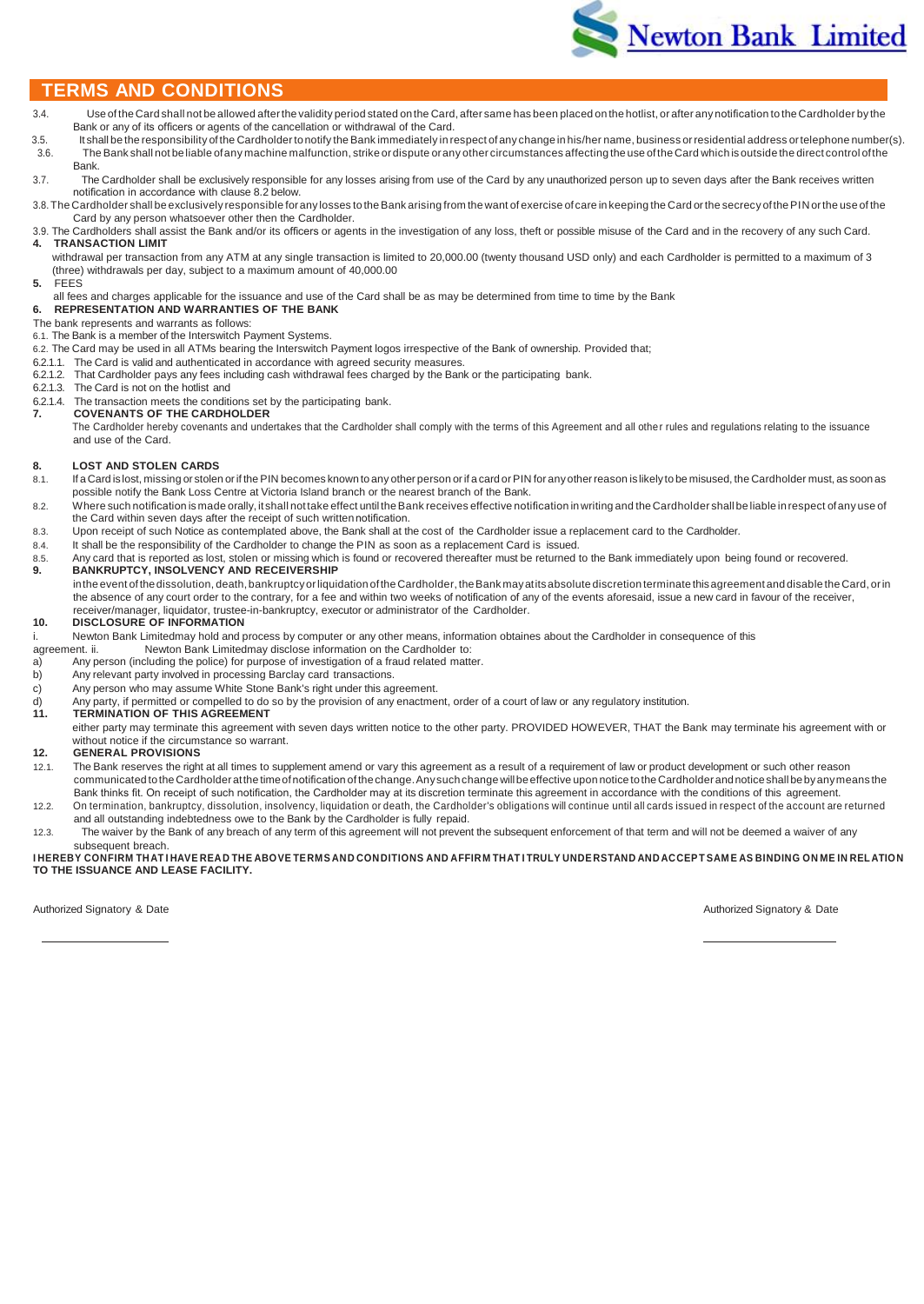## TERMS AND CONDITIONS

3.4. Use of the Card shall not be allowed after the validity period stated on the Card, after same has been placed on the hotlist, or after any notification to the Cardholder by the Bank or any of its officers or agents of the cancellation or withdrawal of the Card.

3.5. It shall be the responsibility of the Cardholder to notify the Bank immediately in respect of any change in his/her name, business or residential address or telephone number(s).

3.6. The Bank shall not be liable of any machine malfunction, strike or dispute or any other circumstances affecting the use of the Card which is outside the direct control of the Bank.

3.7. The Cardholder shall be exclusively responsible for any losses arising from use of the Card by any unauthorized person up to seven days after the Bank receives written notification in accordance with clause 8.2 below.

3.8. The Cardholder shall be exclusively responsible for any losses to the Bank arising from the want of exercise of care in keeping the Card or the secrecy of the PIN or the use of the Card by any person whatsoever other then the Cardholder.

3.9. The Cardholders shall assist the Bank and/or its officers or agents in the investigation of any loss, theft or possible misuse of the Card and in the recovery of any such Card.

**4. TRANSACTION LIMIT**

withdrawal per transaction from any ATM at any single transaction is limited to 20,000.00 (twenty thousand USD only) and each Cardholder is permitted to a maximum of 3 (three) withdrawals per day, subject to a maximum amount of 40,000.00

**5.** FEES

all fees and charges applicable for the issuance and use of the Card shall be as may be determined from time to time by the Bank

**6. REPRESENTATION AND WARRANTIES OF THE BANK**

The bank represents and warrants as follows:

6.1. The Bank is a member of the Interswitch Payment Systems.

6.2. The Card may be used in all ATMs bearing the Interswitch Payment logos irrespective of the Bank of ownership. Provided that;

6.2.1.1. The Card is valid and authenticated in accordance with agreed security measures.

6.2.1.2. That Cardholder pays any fees including cash withdrawal fees charged by the Bank or the participating bank.

6.2.1.3. The Card is not on the hotlist and

6.2.1.4. The transaction meets the conditions set by the participating bank.

**7. COVENANTS OF THE CARDHOLDER**

The Cardholder hereby covenants and undertakes that the Cardholder shall comply with the terms of this Agreement and all other rules and regulations relating to the issuance and use of the Card.

**8. LOST AND STOLEN CARDS**

8.1. If a Card is lost, missing or stolen or if the PIN becomes known to any other person or if a card or PIN for any other reason is likely to be misused, the Cardholder must, as soon as possible notify the Bank Loss Centre at Victoria Island branch or the nearest branch of the Bank.

8.2. Where such notification is made orally, it shall not take effect until the Bank receives effective notification in writing and the Cardholder shall be liable in respect of any use of the Card within seven days after the receipt of such written notification.

8.3. Upon receipt of such Notice as contemplated above, the Bank shall at the cost of the Cardholder issue a replacement card to the Cardholder.

8.4. It shall be the responsibility of the Cardholder to change the PIN as soon as a replacement Card is issued.

8.5. Any card that is reported as lost, stolen or missing which is found or recovered thereafter must be returned to the Bank immediately upon being found or recovered.

**9. BANKRUPTCY, INSOLVENCY AND RECEIVERSHIP**

in the event of the dissolution, death, bankruptcy or liquidation of the Cardholder, the Bank may at its absolute discretion terminate this agreement and disable the Card, or in the absence of any court order to the contrary, for a fee and within two weeks of notification of any of the events aforesaid, issue a new card in favour of the receiver, receiver/manager, liquidator, trustee-in-bankruptcy, executor or administrator of the Cardholder.

**10. DISCLOSURE OF INFORMATION**

i. Newton Bank Limitedmay hold and process by computer or any other means, information obtaines about the Cardholder in consequence of this agreement. ii. Newton Bank Limitedmay disclose information on the Cardholder to:

a) Any person (including the police) for purpose of investigation of a fraud related matter.

b) Any relevant party involved in processing Barclay card transactions.

c) Any person who may assume White Stone Bank's right under this agreement.

d) Any party, if permitted or compelled to do so by the provision of any enactment, order of a court of law or any regulatory institution.

**11. TERMINATION OF THIS AGREEMENT**

either party may terminate this agreement with seven days written notice to the other party. PROVIDED HOWEVER, THAT the Bank may terminate his agreement with or without notice if the circumstance so warrant.

**12. GENERAL PROVISIONS**

12.1. The Bank reserves the right at all times to supplement amend or vary this agreement as a result of a requirement of law or product development or such other reason communicated to the Cardholder at the time of notification of the change. Any such change will be effective upon notice to the Cardholder and notice shall be by any means the Bank thinks fit. On receipt of such notification, the Cardholder may at its discretion terminate this agreement in accordance with the conditions of this agreement.

12.2. On termination, bankruptcy, dissolution, insolvency, liquidation or death, the Cardholder's obligations will continue until all cards issued in respect of the account are returned and all outstanding indebtedness owe to the Bank by the Cardholder is fully repaid.

12.3. The waiver by the Bank of any breach of any term of this agreement will not prevent the subsequent enforcement of that term and will not be deemed a waiver of any subsequent breach.

**I HEREBY CONFIRM THAT I HAVE READ THE ABOVE TERMS AND CONDITIONS AND AFFIRM THAT I TRULY UNDERSTAND AND ACCEPT SAME AS BINDING ON ME IN RELATION TO THE ISSUANCE AND LEASE FACILITY.**

Authorized Signatory & Date

Authorized Signatory & Date